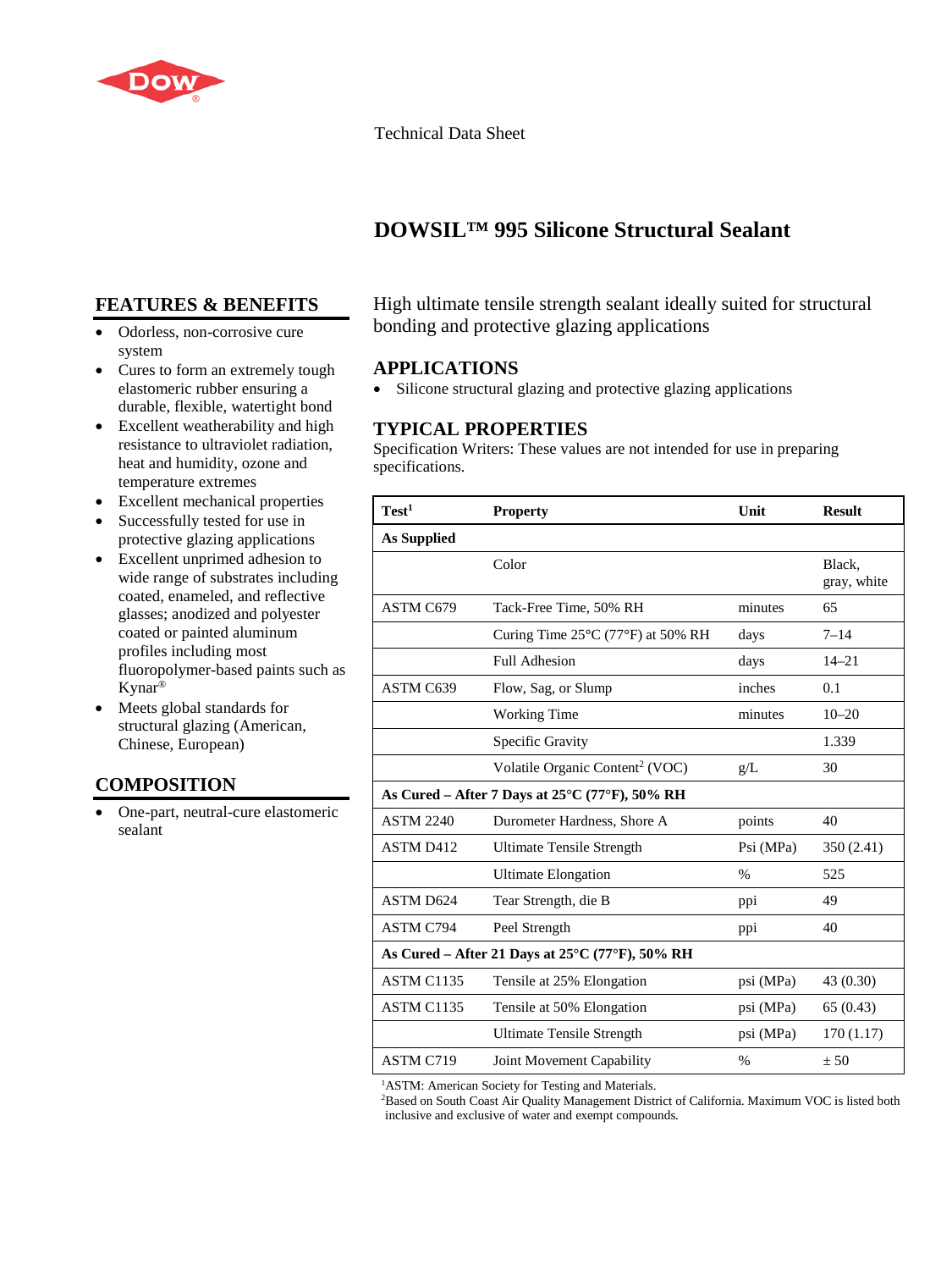Technical Data Sheet

# DOWSIL™ 995 Silicone Structural Sealant

## FEATURES & BENEFITS

- Odorless, non-corrosive cure system
- Cures to form an extremely tough elastomeric rubber ensuring a durable, flexible, watertight bond
- Excellent weatherability and high resistance to ultraviolet radiation, heat and humidity, ozone and temperature extremes
- Excellent mechanical properties
- Successfully tested for use in protective glazing applications
- Excellent unprimed adhesion to wide range of substrates including coated, enameled, and reflective glasses; anodized and polyester coated or painted aluminum profiles including most fluoropolymer-based paints such as Kynar®
- Meets global standards for structural glazing (American, Chinese, European)

## COMPOSITION

- One-part, neutral-cure elastomeric sealant

High ultimate tensile strength sealant ideally suited for structural bonding and protective glazing applications

## APPLICATIONS

- Silicone structural glazing and protective glazing applications

## TYPICAL PROPERTIES

Specification Writers: These values are not intended for use in preparing specifications.

| Test[1] | Property | Unit | Result |
|---|---|---|---|
| **As Supplied** | | | |
| | Color | | Black, gray, white |
| ASTM C679 | Tack-Free Time, 50% RH | minutes | 65 |
| | Curing Time 25°C (77°F) at 50% RH | days | 7–14 |
| | Full Adhesion | days | 14–21 |
| ASTM C639 | Flow, Sag, or Slump | inches | 0.1 |
| | Working Time | minutes | 10–20 |
| | Specific Gravity | | 1.339 |
| | Volatile Organic Content[2] (VOC) | g/L | 30 |
| **As Cured – After 7 Days at 25°C (77°F), 50% RH** | | | |
| ASTM 2240 | Durometer Hardness, Shore A | points | 40 |
| ASTM D412 | Ultimate Tensile Strength | Psi (MPa) | 350 (2.41) |
| | Ultimate Elongation | % | 525 |
| ASTM D624 | Tear Strength, die B | ppi | 49 |
| ASTM C794 | Peel Strength | ppi | 40 |
| **As Cured – After 21 Days at 25°C (77°F), 50% RH** | | | |
| ASTM C1135 | Tensile at 25% Elongation | psi (MPa) | 43 (0.30) |
| ASTM C1135 | Tensile at 50% Elongation | psi (MPa) | 65 (0.43) |
| | Ultimate Tensile Strength | psi (MPa) | 170 (1.17) |
| ASTM C719 | Joint Movement Capability | % | ± 50 |

[1]ASTM: American Society for Testing and Materials.
[2]Based on South Coast Air Quality Management District of California. Maximum VOC is listed both inclusive and exclusive of water and exempt compounds.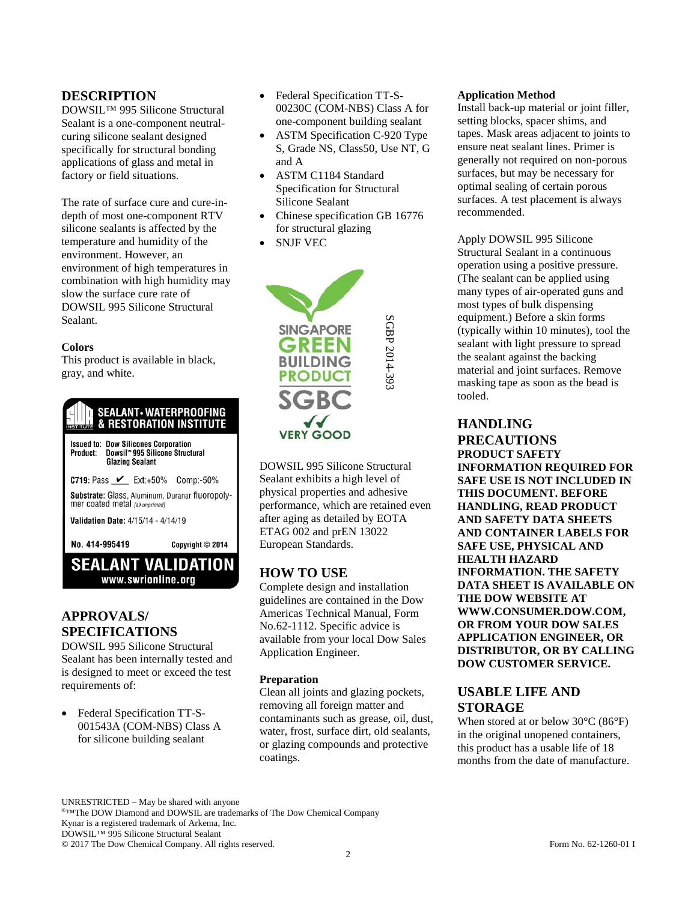## DESCRIPTION

DOWSIL™ 995 Silicone Structural Sealant is a one-component neutral-curing silicone sealant designed specifically for structural bonding applications of glass and metal in factory or field situations.

The rate of surface cure and cure-in-depth of most one-component RTV silicone sealants is affected by the temperature and humidity of the environment. However, an environment of high temperatures in combination with high humidity may slow the surface cure rate of DOWSIL 995 Silicone Structural Sealant.

### Colors

This product is available in black, gray, and white.

SEALANT • WATERPROOFING & RESTORATION INSTITUTE

Issued to: Dow Silicones Corporation
Product: Dowsil™ 995 Silicone Structural Glazing Sealant

C719: Pass ✔ Ext:+50% Comp:-50%

Substrate: Glass, Aluminum, Duranar fluoropolymer coated metal *[all unprimed]*

Validation Date: 4/15/14 - 4/14/19

No. 414-995419 Copyright © 2014

SEALANT VALIDATION
www.swrionline.org

## APPROVALS/ SPECIFICATIONS

DOWSIL 995 Silicone Structural Sealant has been internally tested and is designed to meet or exceed the test requirements of:

- Federal Specification TT-S-001543A (COM-NBS) Class A for silicone building sealant
- Federal Specification TT-S-00230C (COM-NBS) Class A for one-component building sealant
- ASTM Specification C-920 Type S, Grade NS, Class50, Use NT, G and A
- ASTM C1184 Standard Specification for Structural Silicone Sealant
- Chinese specification GB 16776 for structural glazing
- SNJF VEC

SINGAPORE GREEN BUILDING PRODUCT
SGBC
VERY GOOD
SGBP 2014-393

DOWSIL 995 Silicone Structural Sealant exhibits a high level of physical properties and adhesive performance, which are retained even after aging as detailed by EOTA ETAG 002 and prEN 13022 European Standards.

## HOW TO USE

Complete design and installation guidelines are contained in the Dow Americas Technical Manual, Form No.62-1112. Specific advice is available from your local Dow Sales Application Engineer.

### Preparation

Clean all joints and glazing pockets, removing all foreign matter and contaminants such as grease, oil, dust, water, frost, surface dirt, old sealants, or glazing compounds and protective coatings.

### Application Method

Install back-up material or joint filler, setting blocks, spacer shims, and tapes. Mask areas adjacent to joints to ensure neat sealant lines. Primer is generally not required on non-porous surfaces, but may be necessary for optimal sealing of certain porous surfaces. A test placement is always recommended.

Apply DOWSIL 995 Silicone Structural Sealant in a continuous operation using a positive pressure. (The sealant can be applied using many types of air-operated guns and most types of bulk dispensing equipment.) Before a skin forms (typically within 10 minutes), tool the sealant with light pressure to spread the sealant against the backing material and joint surfaces. Remove masking tape as soon as the bead is tooled.

## HANDLING PRECAUTIONS

**PRODUCT SAFETY INFORMATION REQUIRED FOR SAFE USE IS NOT INCLUDED IN THIS DOCUMENT. BEFORE HANDLING, READ PRODUCT AND SAFETY DATA SHEETS AND CONTAINER LABELS FOR SAFE USE, PHYSICAL AND HEALTH HAZARD INFORMATION. THE SAFETY DATA SHEET IS AVAILABLE ON THE DOW WEBSITE AT WWW.CONSUMER.DOW.COM, OR FROM YOUR DOW SALES APPLICATION ENGINEER, OR DISTRIBUTOR, OR BY CALLING DOW CUSTOMER SERVICE.**

## USABLE LIFE AND STORAGE

When stored at or below 30°C (86°F) in the original unopened containers, this product has a usable life of 18 months from the date of manufacture.

UNRESTRICTED – May be shared with anyone
®™The DOW Diamond and DOWSIL are trademarks of The Dow Chemical Company
Kynar is a registered trademark of Arkema, Inc.
DOWSIL™ 995 Silicone Structural Sealant
© 2017 The Dow Chemical Company. All rights reserved. Form No. 62-1260-01 I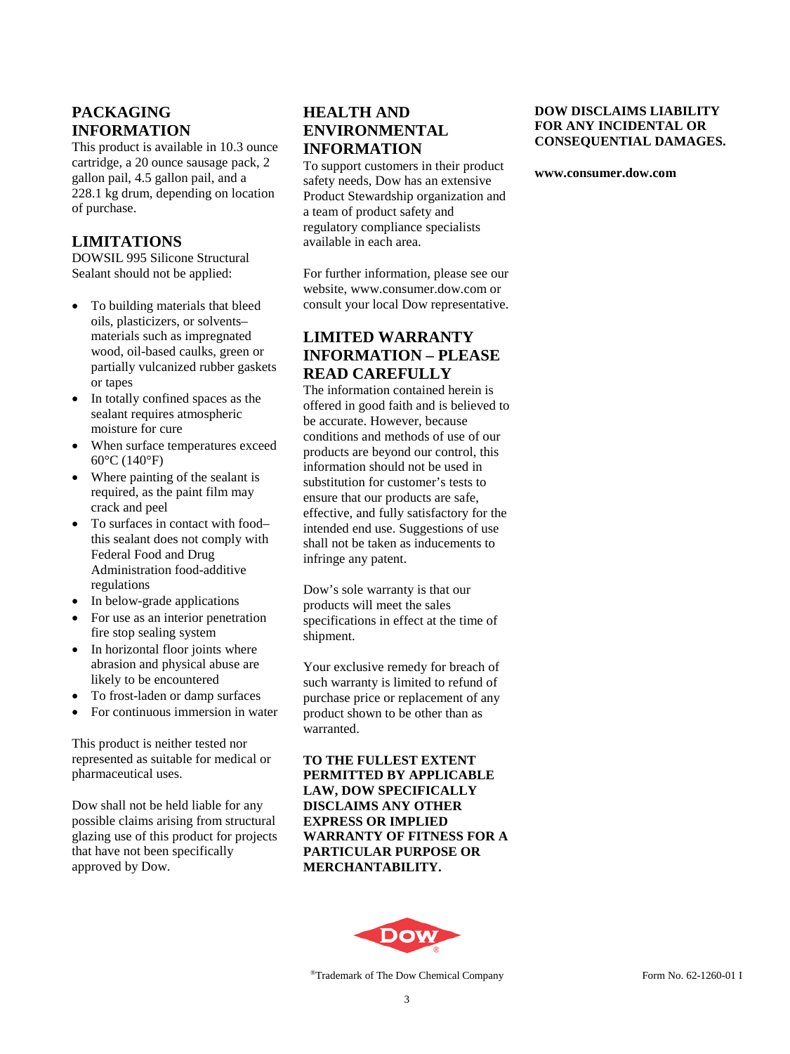## PACKAGING INFORMATION

This product is available in 10.3 ounce cartridge, a 20 ounce sausage pack, 2 gallon pail, 4.5 gallon pail, and a 228.1 kg drum, depending on location of purchase.

## LIMITATIONS

DOWSIL 995 Silicone Structural Sealant should not be applied:

- To building materials that bleed oils, plasticizers, or solvents– materials such as impregnated wood, oil-based caulks, green or partially vulcanized rubber gaskets or tapes
- In totally confined spaces as the sealant requires atmospheric moisture for cure
- When surface temperatures exceed 60°C (140°F)
- Where painting of the sealant is required, as the paint film may crack and peel
- To surfaces in contact with food– this sealant does not comply with Federal Food and Drug Administration food-additive regulations
- In below-grade applications
- For use as an interior penetration fire stop sealing system
- In horizontal floor joints where abrasion and physical abuse are likely to be encountered
- To frost-laden or damp surfaces
- For continuous immersion in water

This product is neither tested nor represented as suitable for medical or pharmaceutical uses.

Dow shall not be held liable for any possible claims arising from structural glazing use of this product for projects that have not been specifically approved by Dow.

## HEALTH AND ENVIRONMENTAL INFORMATION

To support customers in their product safety needs, Dow has an extensive Product Stewardship organization and a team of product safety and regulatory compliance specialists available in each area.

For further information, please see our website, www.consumer.dow.com or consult your local Dow representative.

## LIMITED WARRANTY INFORMATION – PLEASE READ CAREFULLY

The information contained herein is offered in good faith and is believed to be accurate. However, because conditions and methods of use of our products are beyond our control, this information should not be used in substitution for customer's tests to ensure that our products are safe, effective, and fully satisfactory for the intended end use. Suggestions of use shall not be taken as inducements to infringe any patent.

Dow's sole warranty is that our products will meet the sales specifications in effect at the time of shipment.

Your exclusive remedy for breach of such warranty is limited to refund of purchase price or replacement of any product shown to be other than as warranted.

**TO THE FULLEST EXTENT PERMITTED BY APPLICABLE LAW, DOW SPECIFICALLY DISCLAIMS ANY OTHER EXPRESS OR IMPLIED WARRANTY OF FITNESS FOR A PARTICULAR PURPOSE OR MERCHANTABILITY.**

**DOW DISCLAIMS LIABILITY FOR ANY INCIDENTAL OR CONSEQUENTIAL DAMAGES.**

**www.consumer.dow.com**

®Trademark of The Dow Chemical Company

Form No. 62-1260-01 I